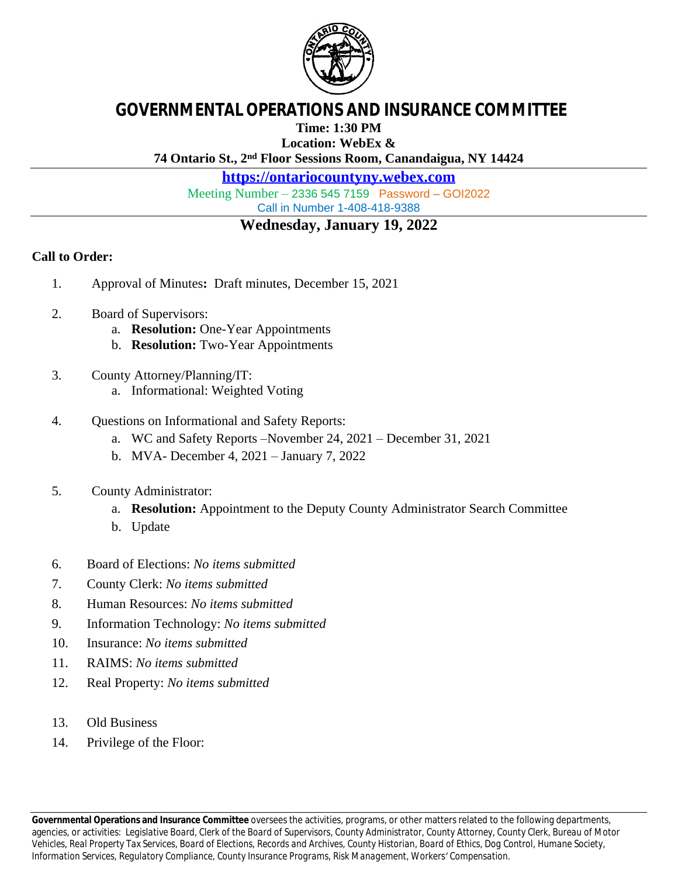# GOVERNMENTAL OPERATIONS AND INSURANCE COMMITTEE

**Time: 1:30 PM**
**Location: WebEx &**
**74 Ontario St., 2nd Floor Sessions Room, Canandaigua, NY 14424**

**https://ontariocountyny.webex.com**

Meeting Number – 2336 545 7159 Password – GOI2022
Call in Number 1-408-418-9388

## Wednesday, January 19, 2022

**Call to Order:**

1. Approval of Minutes**:** Draft minutes, December 15, 2021

2. Board of Supervisors:
   a. **Resolution:** One-Year Appointments
   b. **Resolution:** Two-Year Appointments

3. County Attorney/Planning/IT:
   a. Informational: Weighted Voting

4. Questions on Informational and Safety Reports:
   a. WC and Safety Reports –November 24, 2021 – December 31, 2021
   b. MVA- December 4, 2021 – January 7, 2022

5. County Administrator:
   a. **Resolution:** Appointment to the Deputy County Administrator Search Committee
   b. Update

6. Board of Elections: *No items submitted*
7. County Clerk: *No items submitted*
8. Human Resources: *No items submitted*
9. Information Technology: *No items submitted*
10. Insurance: *No items submitted*
11. RAIMS: *No items submitted*
12. Real Property: *No items submitted*

13. Old Business
14. Privilege of the Floor:

**Governmental Operations and Insurance Committee** oversees the activities, programs, or other matters related to the following departments, agencies, or activities: Legislative Board, Clerk of the Board of Supervisors, County Administrator, County Attorney, County Clerk, Bureau of Motor Vehicles, Real Property Tax Services, Board of Elections, Records and Archives, County Historian, Board of Ethics, Dog Control, Humane Society, Information Services, Regulatory Compliance, County Insurance Programs, Risk Management, Workers' Compensation.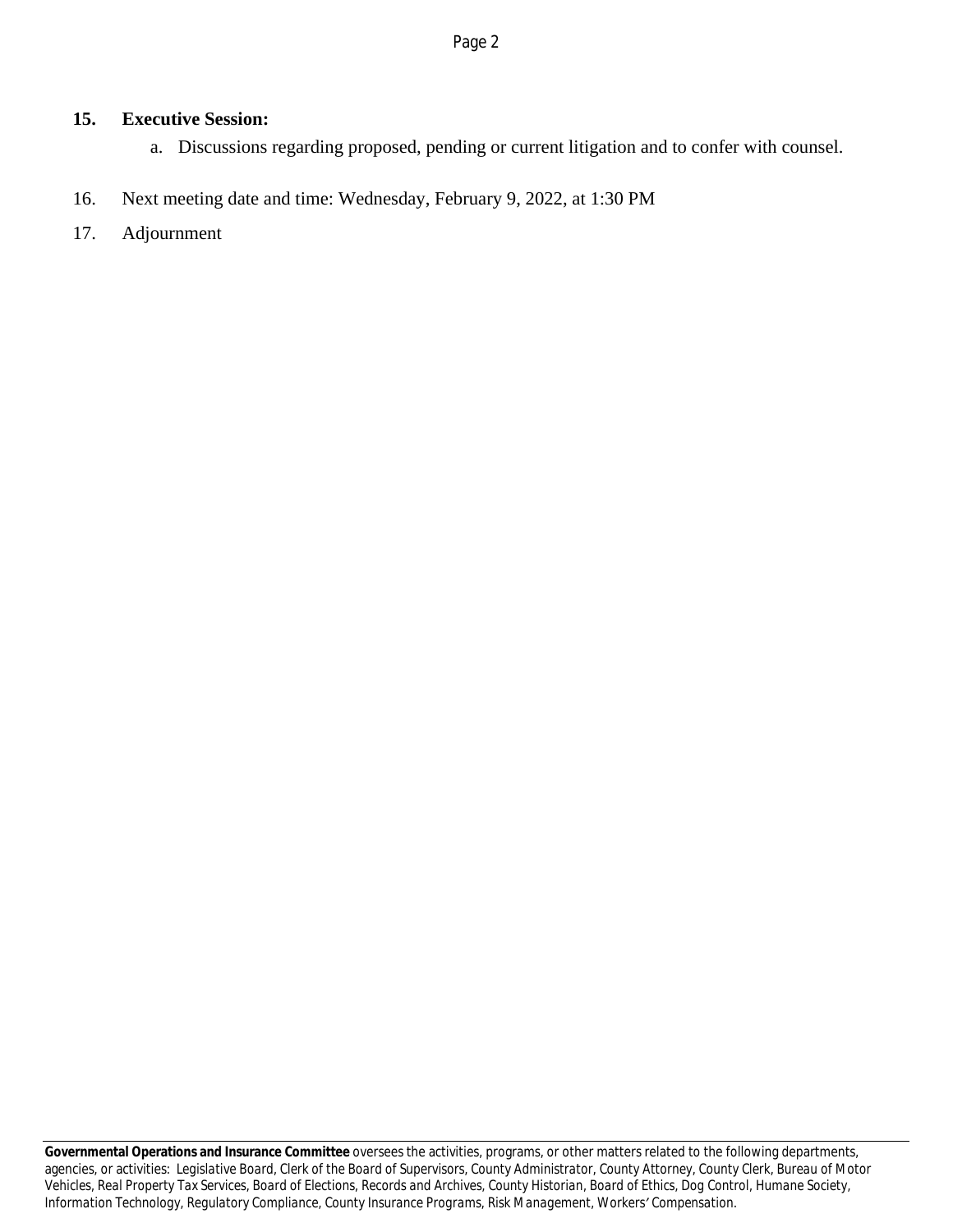**15. Executive Session:**

a. Discussions regarding proposed, pending or current litigation and to confer with counsel.

16. Next meeting date and time: Wednesday, February 9, 2022, at 1:30 PM

17. Adjournment

---

**Governmental Operations and Insurance Committee** oversees the activities, programs, or other matters related to the following departments, agencies, or activities: Legislative Board, Clerk of the Board of Supervisors, County Administrator, County Attorney, County Clerk, Bureau of Motor Vehicles, Real Property Tax Services, Board of Elections, Records and Archives, County Historian, Board of Ethics, Dog Control, Humane Society, Information Technology, Regulatory Compliance, County Insurance Programs, Risk Management, Workers' Compensation.